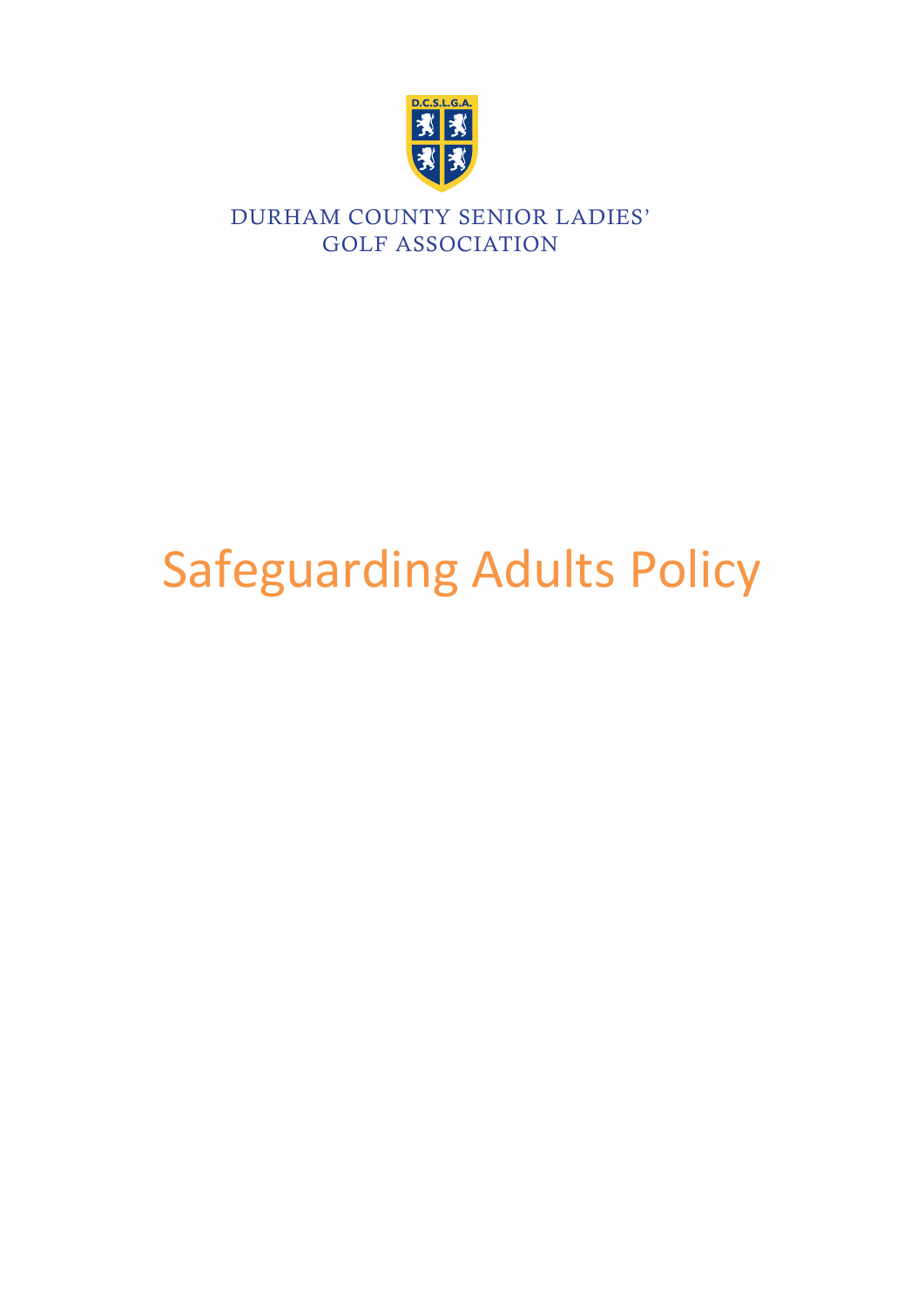D.C.S.L.G.A.

DURHAM COUNTY SENIOR LADIES' GOLF ASSOCIATION

# Safeguarding Adults Policy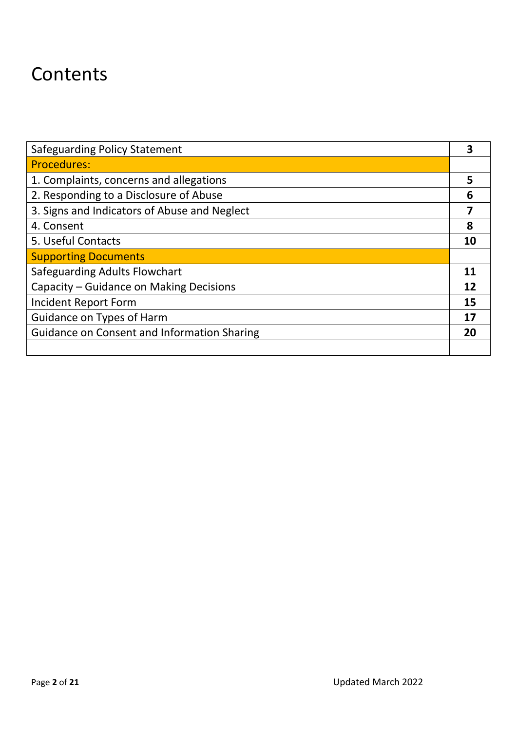# Contents

| | |
|---|---|
| Safeguarding Policy Statement | **3** |
| Procedures: | |
| 1. Complaints, concerns and allegations | **5** |
| 2. Responding to a Disclosure of Abuse | **6** |
| 3. Signs and Indicators of Abuse and Neglect | **7** |
| 4. Consent | **8** |
| 5. Useful Contacts | **10** |
| Supporting Documents | |
| Safeguarding Adults Flowchart | **11** |
| Capacity – Guidance on Making Decisions | **12** |
| Incident Report Form | **15** |
| Guidance on Types of Harm | **17** |
| Guidance on Consent and Information Sharing | **20** |
| | |

Updated March 2022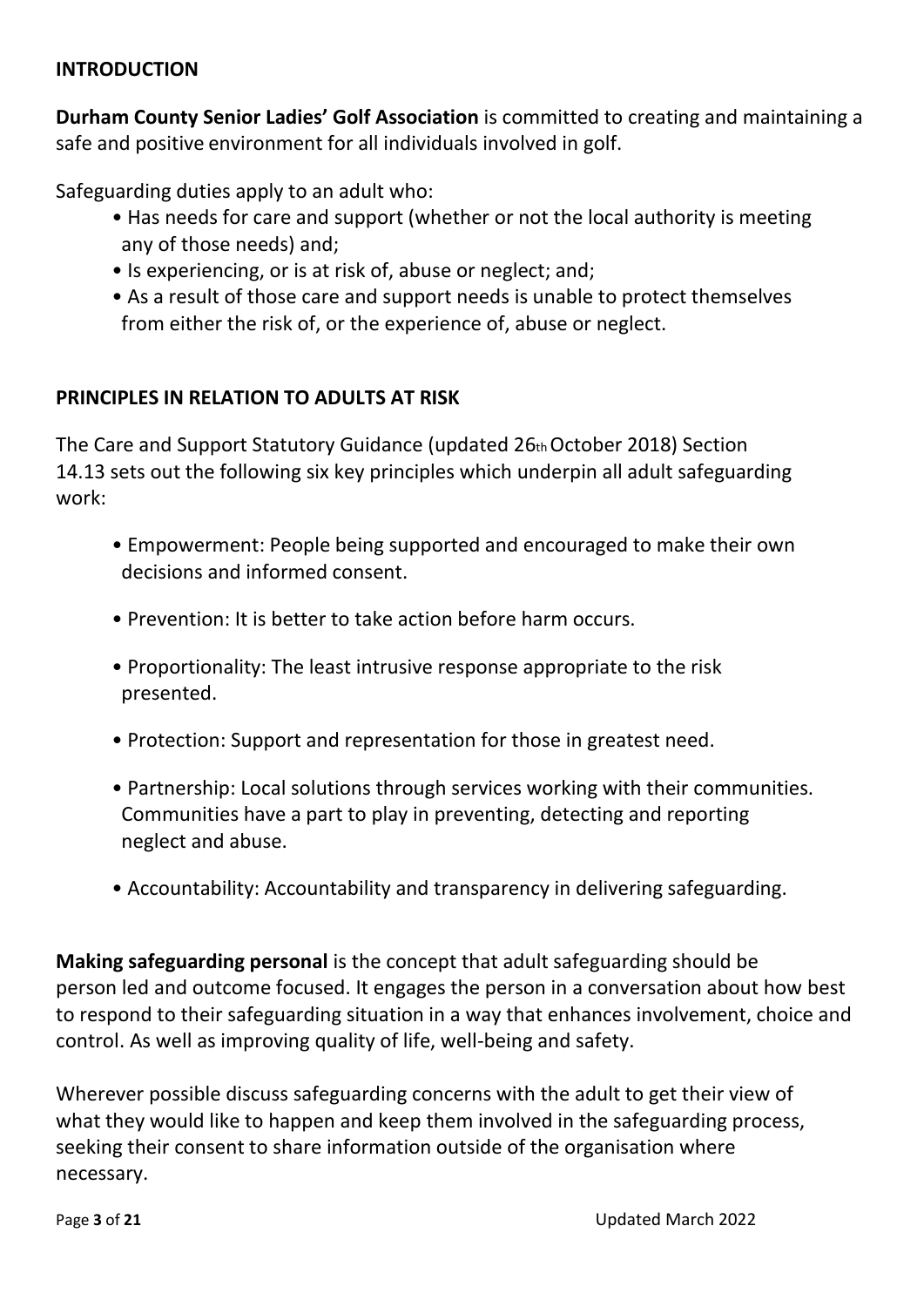## INTRODUCTION

**Durham County Senior Ladies' Golf Association** is committed to creating and maintaining a safe and positive environment for all individuals involved in golf.

Safeguarding duties apply to an adult who:

- Has needs for care and support (whether or not the local authority is meeting any of those needs) and;
- Is experiencing, or is at risk of, abuse or neglect; and;
- As a result of those care and support needs is unable to protect themselves from either the risk of, or the experience of, abuse or neglect.

## PRINCIPLES IN RELATION TO ADULTS AT RISK

The Care and Support Statutory Guidance (updated 26th October 2018) Section 14.13 sets out the following six key principles which underpin all adult safeguarding work:

- Empowerment: People being supported and encouraged to make their own decisions and informed consent.
- Prevention: It is better to take action before harm occurs.
- Proportionality: The least intrusive response appropriate to the risk presented.
- Protection: Support and representation for those in greatest need.
- Partnership: Local solutions through services working with their communities. Communities have a part to play in preventing, detecting and reporting neglect and abuse.
- Accountability: Accountability and transparency in delivering safeguarding.

**Making safeguarding personal** is the concept that adult safeguarding should be person led and outcome focused. It engages the person in a conversation about how best to respond to their safeguarding situation in a way that enhances involvement, choice and control. As well as improving quality of life, well-being and safety.

Wherever possible discuss safeguarding concerns with the adult to get their view of what they would like to happen and keep them involved in the safeguarding process, seeking their consent to share information outside of the organisation where necessary.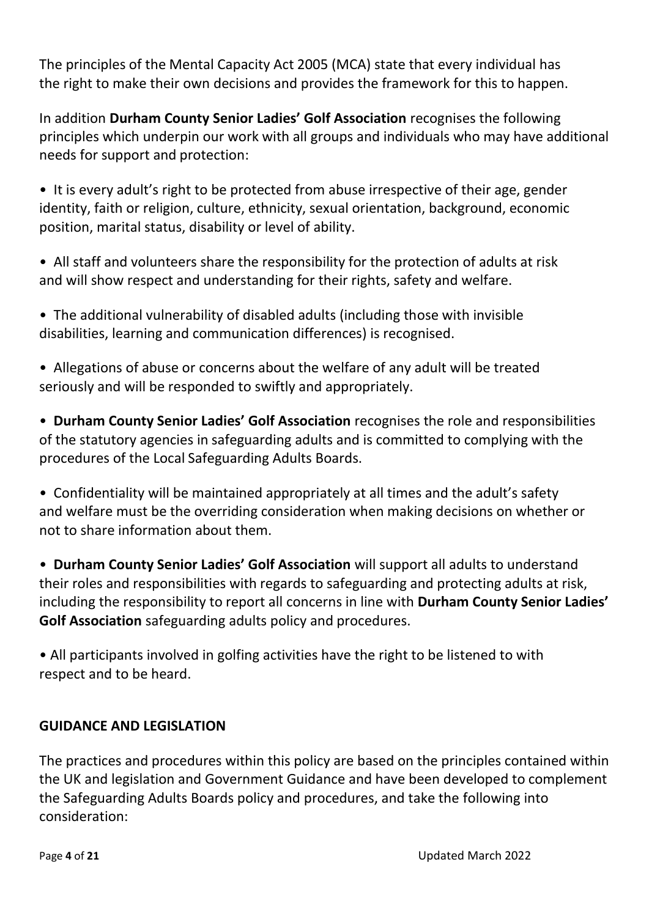The principles of the Mental Capacity Act 2005 (MCA) state that every individual has the right to make their own decisions and provides the framework for this to happen.

In addition **Durham County Senior Ladies' Golf Association** recognises the following principles which underpin our work with all groups and individuals who may have additional needs for support and protection:

- It is every adult's right to be protected from abuse irrespective of their age, gender identity, faith or religion, culture, ethnicity, sexual orientation, background, economic position, marital status, disability or level of ability.
- All staff and volunteers share the responsibility for the protection of adults at risk and will show respect and understanding for their rights, safety and welfare.
- The additional vulnerability of disabled adults (including those with invisible disabilities, learning and communication differences) is recognised.
- Allegations of abuse or concerns about the welfare of any adult will be treated seriously and will be responded to swiftly and appropriately.
- **Durham County Senior Ladies' Golf Association** recognises the role and responsibilities of the statutory agencies in safeguarding adults and is committed to complying with the procedures of the Local Safeguarding Adults Boards.
- Confidentiality will be maintained appropriately at all times and the adult's safety and welfare must be the overriding consideration when making decisions on whether or not to share information about them.
- **Durham County Senior Ladies' Golf Association** will support all adults to understand their roles and responsibilities with regards to safeguarding and protecting adults at risk, including the responsibility to report all concerns in line with **Durham County Senior Ladies' Golf Association** safeguarding adults policy and procedures.
- All participants involved in golfing activities have the right to be listened to with respect and to be heard.

## GUIDANCE AND LEGISLATION

The practices and procedures within this policy are based on the principles contained within the UK and legislation and Government Guidance and have been developed to complement the Safeguarding Adults Boards policy and procedures, and take the following into consideration: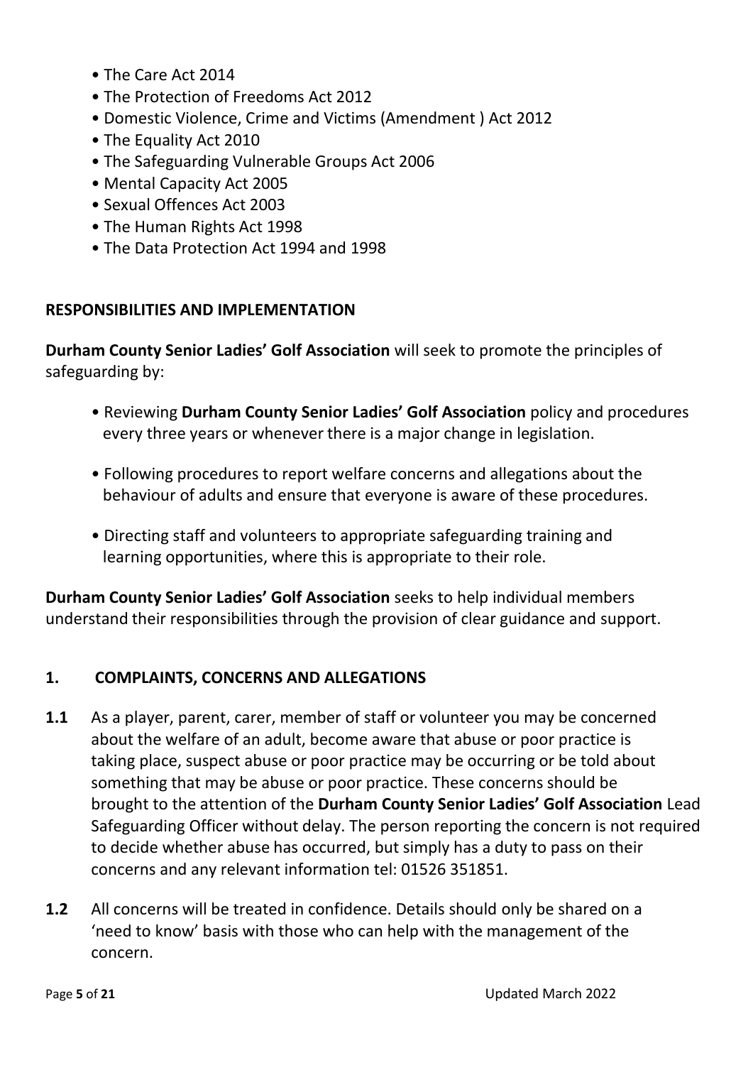- The Care Act 2014
- The Protection of Freedoms Act 2012
- Domestic Violence, Crime and Victims (Amendment ) Act 2012
- The Equality Act 2010
- The Safeguarding Vulnerable Groups Act 2006
- Mental Capacity Act 2005
- Sexual Offences Act 2003
- The Human Rights Act 1998
- The Data Protection Act 1994 and 1998

## RESPONSIBILITIES AND IMPLEMENTATION

**Durham County Senior Ladies' Golf Association** will seek to promote the principles of safeguarding by:

- Reviewing **Durham County Senior Ladies' Golf Association** policy and procedures every three years or whenever there is a major change in legislation.
- Following procedures to report welfare concerns and allegations about the behaviour of adults and ensure that everyone is aware of these procedures.
- Directing staff and volunteers to appropriate safeguarding training and learning opportunities, where this is appropriate to their role.

**Durham County Senior Ladies' Golf Association** seeks to help individual members understand their responsibilities through the provision of clear guidance and support.

## 1. COMPLAINTS, CONCERNS AND ALLEGATIONS

**1.1** As a player, parent, carer, member of staff or volunteer you may be concerned about the welfare of an adult, become aware that abuse or poor practice is taking place, suspect abuse or poor practice may be occurring or be told about something that may be abuse or poor practice. These concerns should be brought to the attention of the **Durham County Senior Ladies' Golf Association** Lead Safeguarding Officer without delay. The person reporting the concern is not required to decide whether abuse has occurred, but simply has a duty to pass on their concerns and any relevant information tel: 01526 351851.

**1.2** All concerns will be treated in confidence. Details should only be shared on a 'need to know' basis with those who can help with the management of the concern.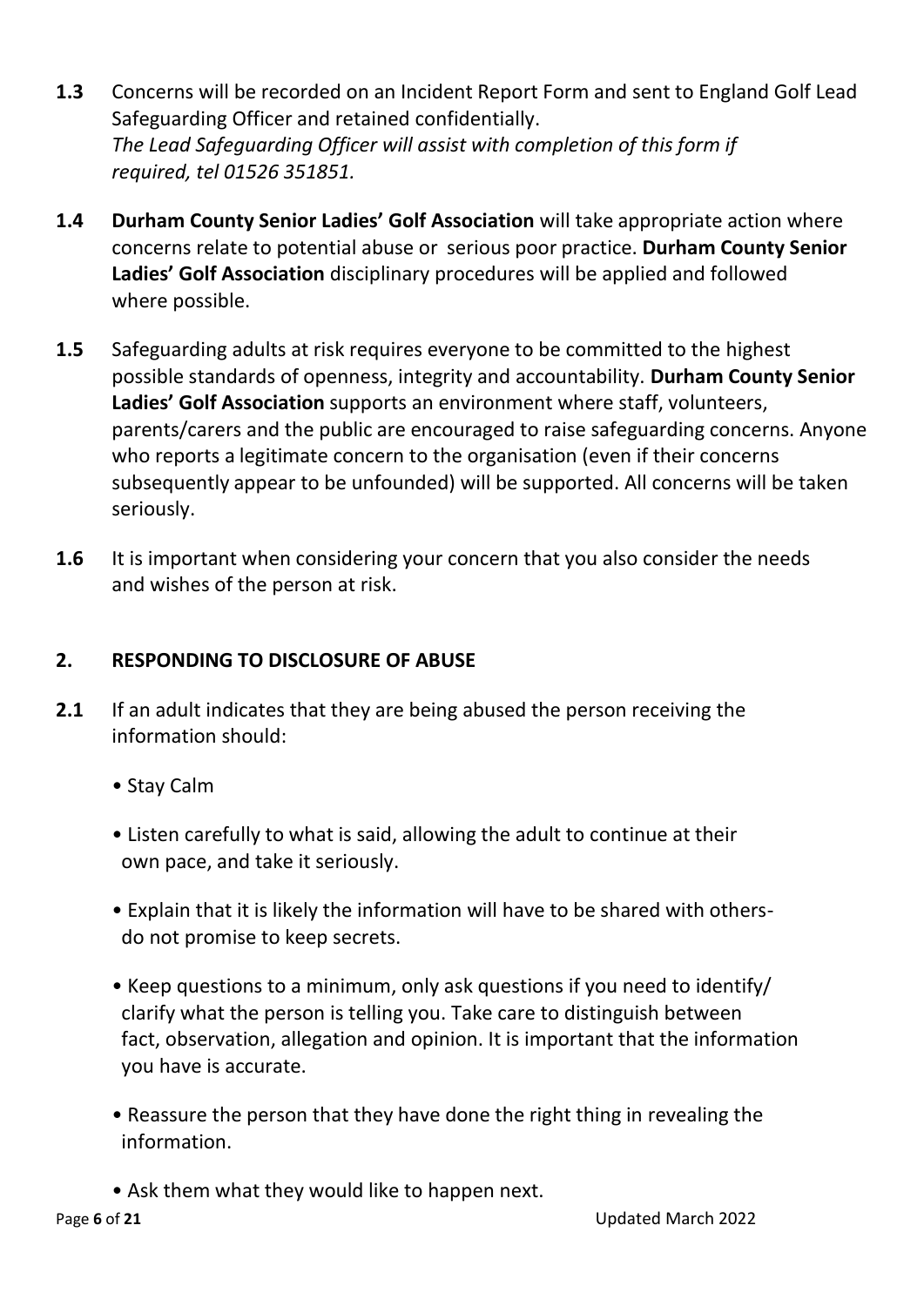**1.3** Concerns will be recorded on an Incident Report Form and sent to England Golf Lead Safeguarding Officer and retained confidentially.
*The Lead Safeguarding Officer will assist with completion of this form if required, tel 01526 351851.*

**1.4** **Durham County Senior Ladies' Golf Association** will take appropriate action where concerns relate to potential abuse or serious poor practice. **Durham County Senior Ladies' Golf Association** disciplinary procedures will be applied and followed where possible.

**1.5** Safeguarding adults at risk requires everyone to be committed to the highest possible standards of openness, integrity and accountability. **Durham County Senior Ladies' Golf Association** supports an environment where staff, volunteers, parents/carers and the public are encouraged to raise safeguarding concerns. Anyone who reports a legitimate concern to the organisation (even if their concerns subsequently appear to be unfounded) will be supported. All concerns will be taken seriously.

**1.6** It is important when considering your concern that you also consider the needs and wishes of the person at risk.

## 2. RESPONDING TO DISCLOSURE OF ABUSE

**2.1** If an adult indicates that they are being abused the person receiving the information should:

- Stay Calm
- Listen carefully to what is said, allowing the adult to continue at their own pace, and take it seriously.
- Explain that it is likely the information will have to be shared with others- do not promise to keep secrets.
- Keep questions to a minimum, only ask questions if you need to identify/ clarify what the person is telling you. Take care to distinguish between fact, observation, allegation and opinion. It is important that the information you have is accurate.
- Reassure the person that they have done the right thing in revealing the information.
- Ask them what they would like to happen next.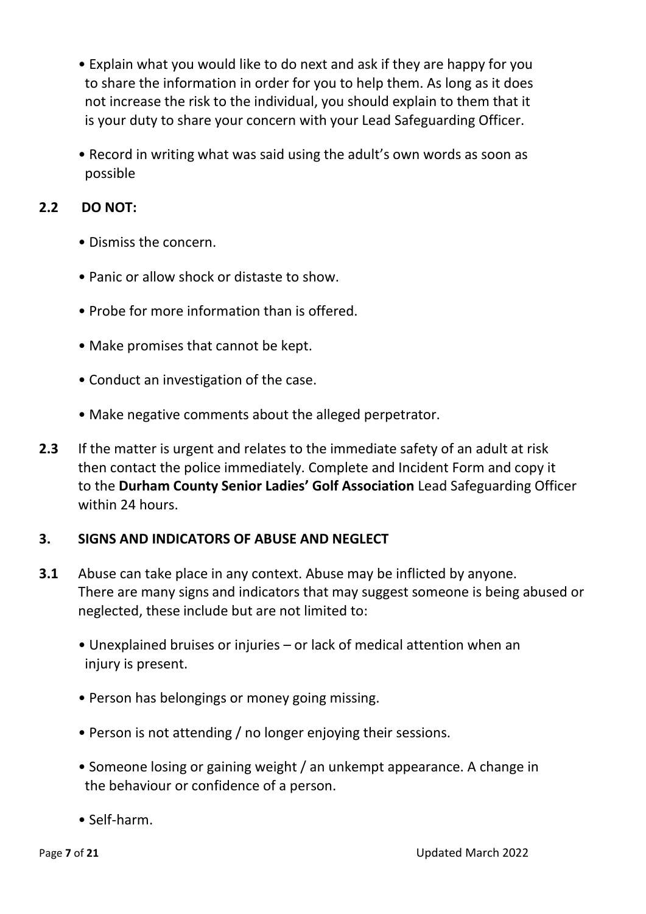- Explain what you would like to do next and ask if they are happy for you to share the information in order for you to help them. As long as it does not increase the risk to the individual, you should explain to them that it is your duty to share your concern with your Lead Safeguarding Officer.

- Record in writing what was said using the adult's own words as soon as possible

**2.2 DO NOT:**

- Dismiss the concern.

- Panic or allow shock or distaste to show.

- Probe for more information than is offered.

- Make promises that cannot be kept.

- Conduct an investigation of the case.

- Make negative comments about the alleged perpetrator.

**2.3** If the matter is urgent and relates to the immediate safety of an adult at risk then contact the police immediately. Complete and Incident Form and copy it to the **Durham County Senior Ladies' Golf Association** Lead Safeguarding Officer within 24 hours.

## 3. SIGNS AND INDICATORS OF ABUSE AND NEGLECT

**3.1** Abuse can take place in any context. Abuse may be inflicted by anyone. There are many signs and indicators that may suggest someone is being abused or neglected, these include but are not limited to:

- Unexplained bruises or injuries – or lack of medical attention when an injury is present.

- Person has belongings or money going missing.

- Person is not attending / no longer enjoying their sessions.

- Someone losing or gaining weight / an unkempt appearance. A change in the behaviour or confidence of a person.

- Self-harm.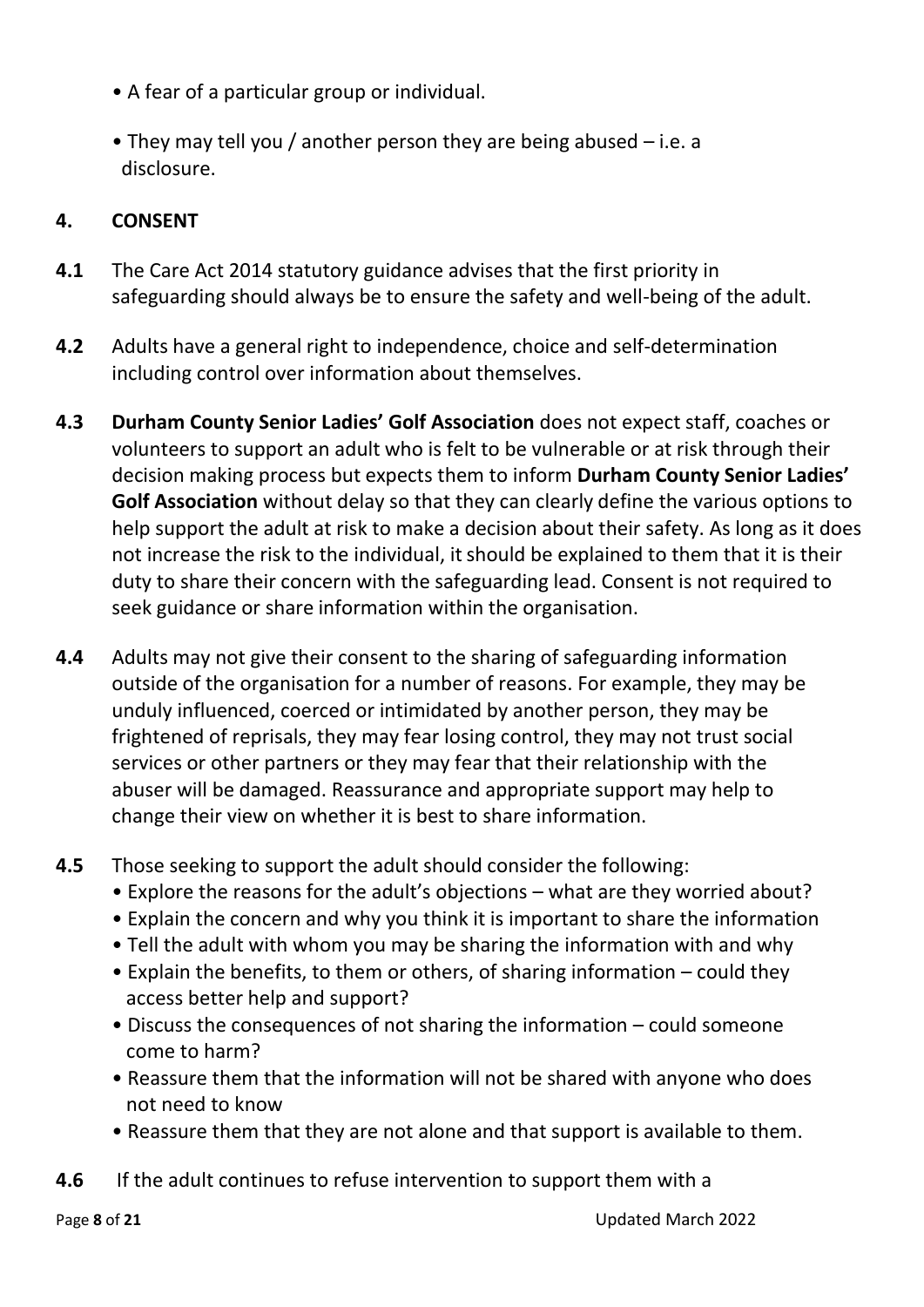- A fear of a particular group or individual.
- They may tell you / another person they are being abused – i.e. a disclosure.

## 4. CONSENT

**4.1** The Care Act 2014 statutory guidance advises that the first priority in safeguarding should always be to ensure the safety and well-being of the adult.

**4.2** Adults have a general right to independence, choice and self-determination including control over information about themselves.

**4.3** **Durham County Senior Ladies' Golf Association** does not expect staff, coaches or volunteers to support an adult who is felt to be vulnerable or at risk through their decision making process but expects them to inform **Durham County Senior Ladies' Golf Association** without delay so that they can clearly define the various options to help support the adult at risk to make a decision about their safety. As long as it does not increase the risk to the individual, it should be explained to them that it is their duty to share their concern with the safeguarding lead. Consent is not required to seek guidance or share information within the organisation.

**4.4** Adults may not give their consent to the sharing of safeguarding information outside of the organisation for a number of reasons. For example, they may be unduly influenced, coerced or intimidated by another person, they may be frightened of reprisals, they may fear losing control, they may not trust social services or other partners or they may fear that their relationship with the abuser will be damaged. Reassurance and appropriate support may help to change their view on whether it is best to share information.

**4.5** Those seeking to support the adult should consider the following:

- Explore the reasons for the adult's objections – what are they worried about?
- Explain the concern and why you think it is important to share the information
- Tell the adult with whom you may be sharing the information with and why
- Explain the benefits, to them or others, of sharing information – could they access better help and support?
- Discuss the consequences of not sharing the information – could someone come to harm?
- Reassure them that the information will not be shared with anyone who does not need to know
- Reassure them that they are not alone and that support is available to them.

**4.6** If the adult continues to refuse intervention to support them with a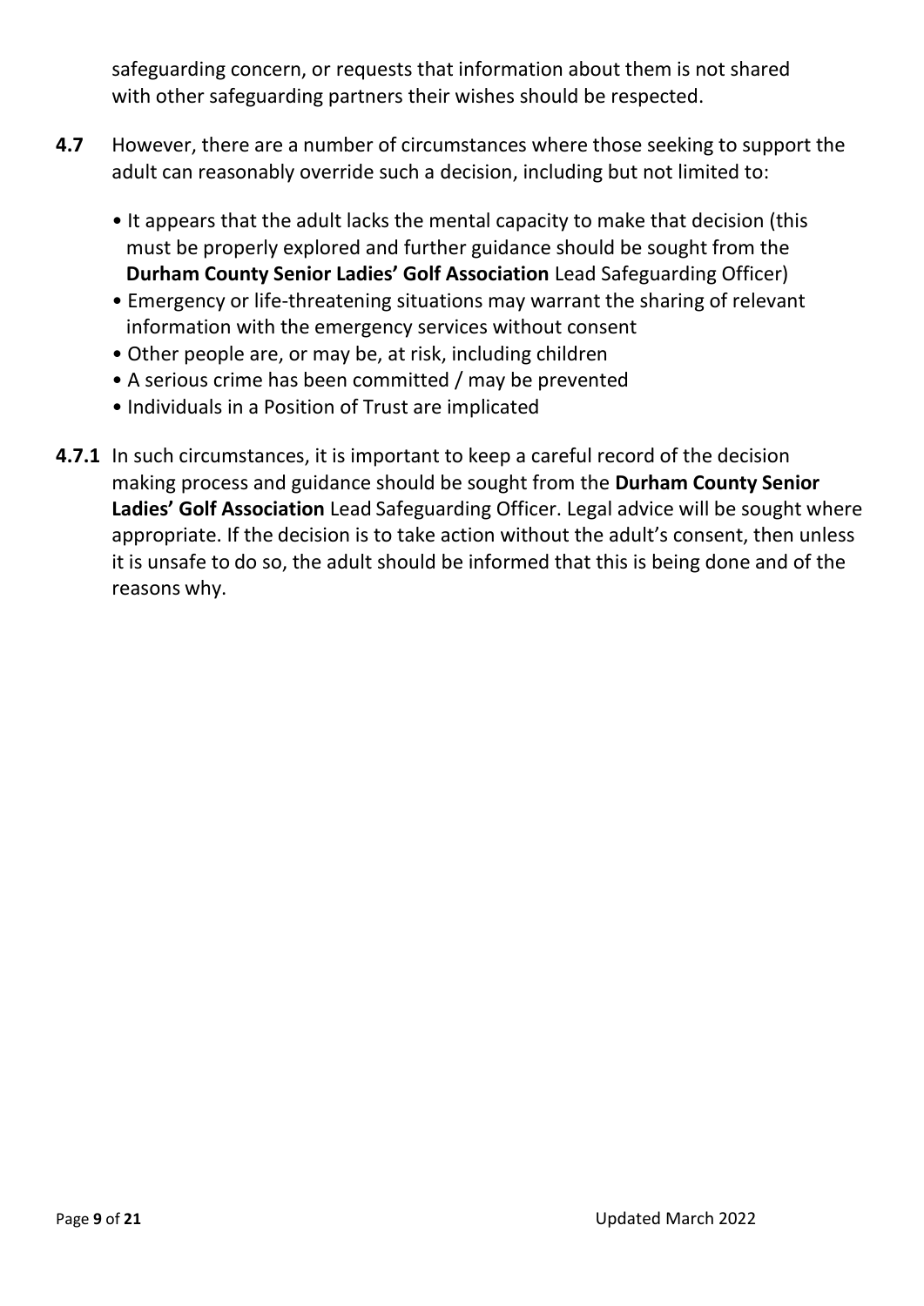safeguarding concern, or requests that information about them is not shared with other safeguarding partners their wishes should be respected.

**4.7** However, there are a number of circumstances where those seeking to support the adult can reasonably override such a decision, including but not limited to:

- It appears that the adult lacks the mental capacity to make that decision (this must be properly explored and further guidance should be sought from the **Durham County Senior Ladies' Golf Association** Lead Safeguarding Officer)
- Emergency or life-threatening situations may warrant the sharing of relevant information with the emergency services without consent
- Other people are, or may be, at risk, including children
- A serious crime has been committed / may be prevented
- Individuals in a Position of Trust are implicated

**4.7.1** In such circumstances, it is important to keep a careful record of the decision making process and guidance should be sought from the **Durham County Senior Ladies' Golf Association** Lead Safeguarding Officer. Legal advice will be sought where appropriate. If the decision is to take action without the adult's consent, then unless it is unsafe to do so, the adult should be informed that this is being done and of the reasons why.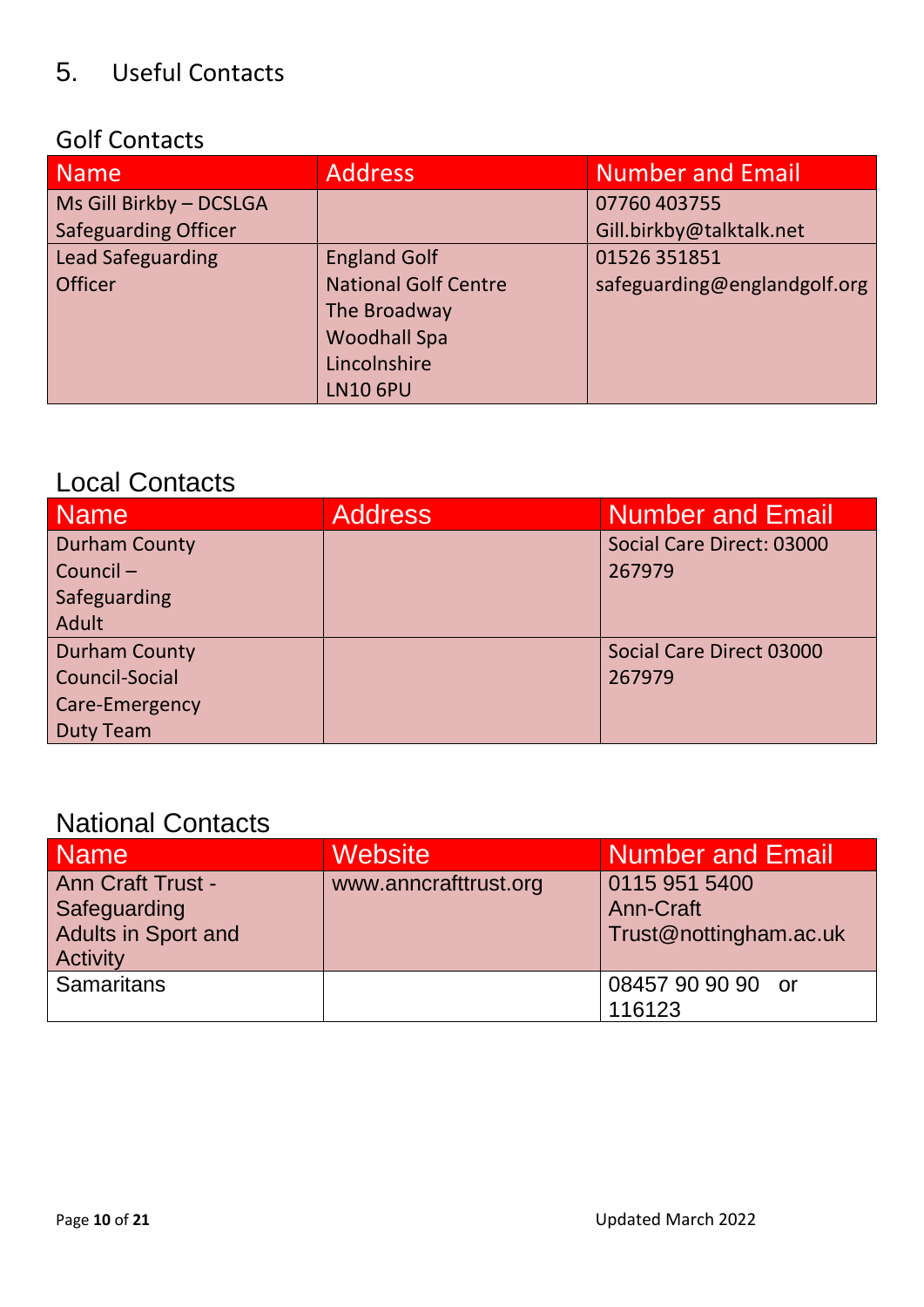# 5. Useful Contacts

## Golf Contacts

| Name | Address | Number and Email |
|---|---|---|
| Ms Gill Birkby – DCSLGA Safeguarding Officer | | 07760 403755 Gill.birkby@talktalk.net |
| Lead Safeguarding Officer | England Golf National Golf Centre The Broadway Woodhall Spa Lincolnshire LN10 6PU | 01526 351851 safeguarding@englandgolf.org |

## Local Contacts

| Name | Address | Number and Email |
|---|---|---|
| Durham County Council – Safeguarding Adult | | Social Care Direct: 03000 267979 |
| Durham County Council-Social Care-Emergency Duty Team | | Social Care Direct 03000 267979 |

## National Contacts

| Name | Website | Number and Email |
|---|---|---|
| Ann Craft Trust - Safeguarding Adults in Sport and Activity | www.anncrafttrust.org | 0115 951 5400 Ann-Craft Trust@nottingham.ac.uk |
| Samaritans | | 08457 90 90 90 or 116123 |

Updated March 2022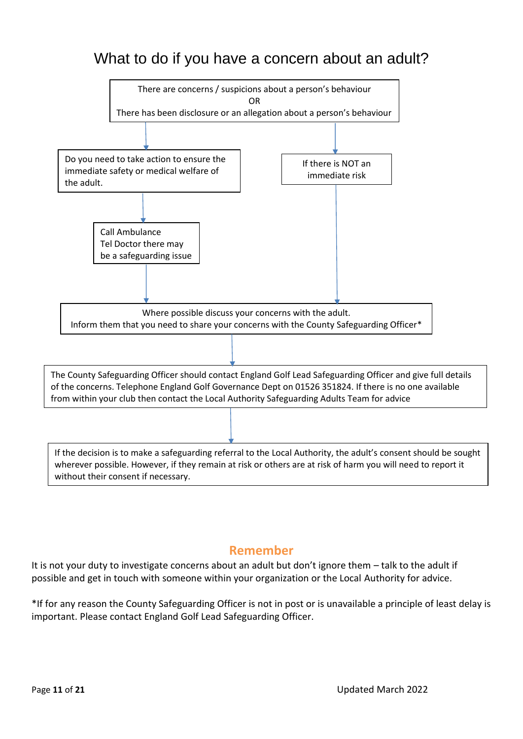# What to do if you have a concern about an adult?

There are concerns / suspicions about a person's behaviour
OR
There has been disclosure or an allegation about a person's behaviour

Do you need to take action to ensure the immediate safety or medical welfare of the adult.

Call Ambulance
Tel Doctor there may be a safeguarding issue

If there is NOT an immediate risk

Where possible discuss your concerns with the adult.
Inform them that you need to share your concerns with the County Safeguarding Officer*

The County Safeguarding Officer should contact England Golf Lead Safeguarding Officer and give full details of the concerns. Telephone England Golf Governance Dept on 01526 351824. If there is no one available from within your club then contact the Local Authority Safeguarding Adults Team for advice

If the decision is to make a safeguarding referral to the Local Authority, the adult's consent should be sought wherever possible. However, if they remain at risk or others are at risk of harm you will need to report it without their consent if necessary.

## Remember

It is not your duty to investigate concerns about an adult but don't ignore them – talk to the adult if possible and get in touch with someone within your organization or the Local Authority for advice.

*If for any reason the County Safeguarding Officer is not in post or is unavailable a principle of least delay is important. Please contact England Golf Lead Safeguarding Officer.

Updated March 2022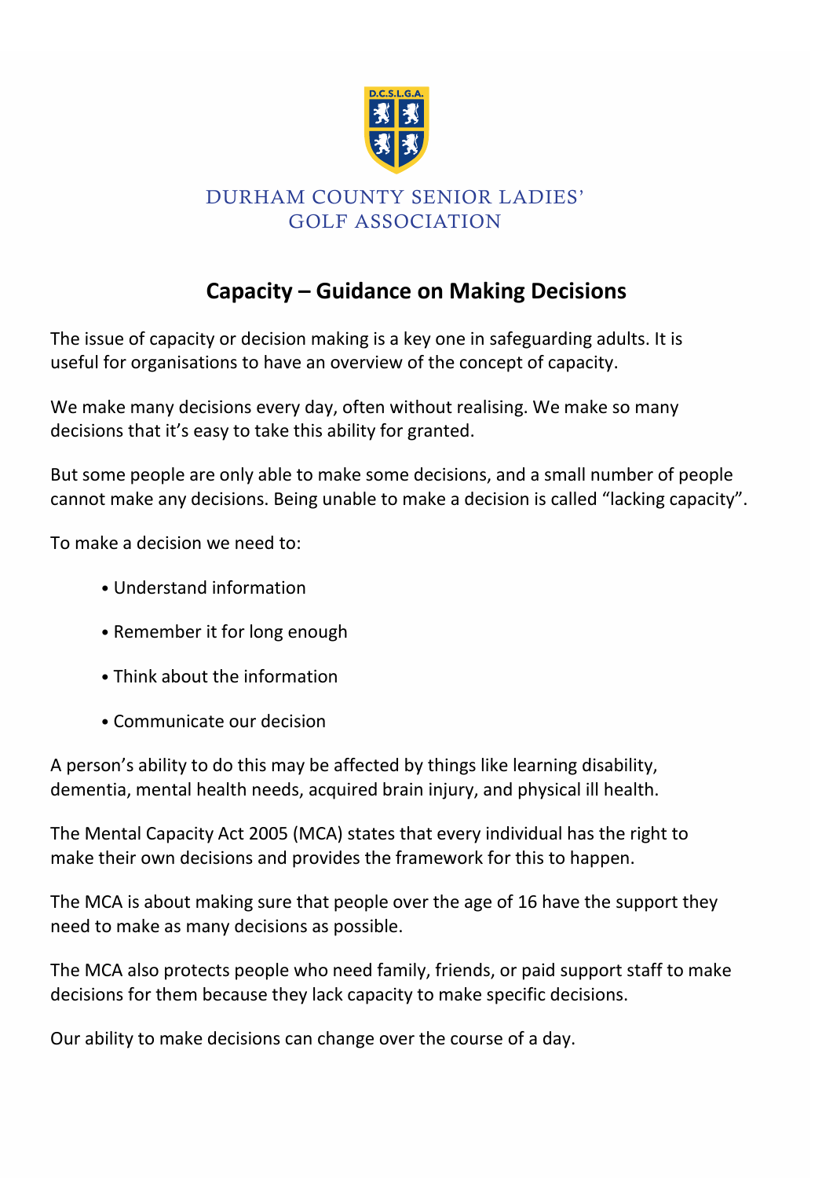DURHAM COUNTY SENIOR LADIES' GOLF ASSOCIATION

## Capacity – Guidance on Making Decisions

The issue of capacity or decision making is a key one in safeguarding adults. It is useful for organisations to have an overview of the concept of capacity.

We make many decisions every day, often without realising. We make so many decisions that it's easy to take this ability for granted.

But some people are only able to make some decisions, and a small number of people cannot make any decisions. Being unable to make a decision is called "lacking capacity".

To make a decision we need to:

- Understand information
- Remember it for long enough
- Think about the information
- Communicate our decision

A person's ability to do this may be affected by things like learning disability, dementia, mental health needs, acquired brain injury, and physical ill health.

The Mental Capacity Act 2005 (MCA) states that every individual has the right to make their own decisions and provides the framework for this to happen.

The MCA is about making sure that people over the age of 16 have the support they need to make as many decisions as possible.

The MCA also protects people who need family, friends, or paid support staff to make decisions for them because they lack capacity to make specific decisions.

Our ability to make decisions can change over the course of a day.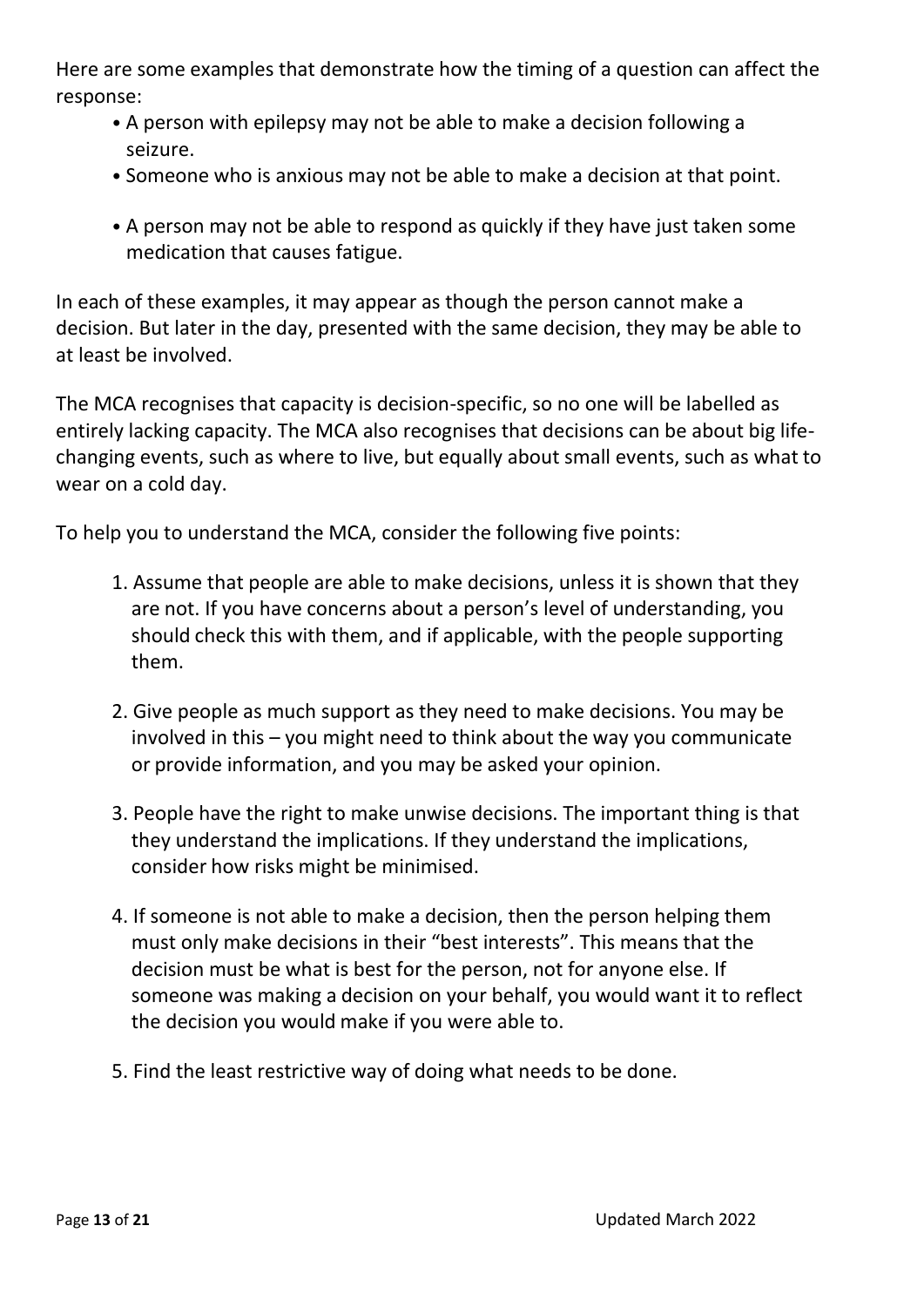Here are some examples that demonstrate how the timing of a question can affect the response:

- A person with epilepsy may not be able to make a decision following a seizure.
- Someone who is anxious may not be able to make a decision at that point.
- A person may not be able to respond as quickly if they have just taken some medication that causes fatigue.

In each of these examples, it may appear as though the person cannot make a decision. But later in the day, presented with the same decision, they may be able to at least be involved.

The MCA recognises that capacity is decision-specific, so no one will be labelled as entirely lacking capacity. The MCA also recognises that decisions can be about big life-changing events, such as where to live, but equally about small events, such as what to wear on a cold day.

To help you to understand the MCA, consider the following five points:

1. Assume that people are able to make decisions, unless it is shown that they are not. If you have concerns about a person's level of understanding, you should check this with them, and if applicable, with the people supporting them.

2. Give people as much support as they need to make decisions. You may be involved in this – you might need to think about the way you communicate or provide information, and you may be asked your opinion.

3. People have the right to make unwise decisions. The important thing is that they understand the implications. If they understand the implications, consider how risks might be minimised.

4. If someone is not able to make a decision, then the person helping them must only make decisions in their "best interests". This means that the decision must be what is best for the person, not for anyone else. If someone was making a decision on your behalf, you would want it to reflect the decision you would make if you were able to.

5. Find the least restrictive way of doing what needs to be done.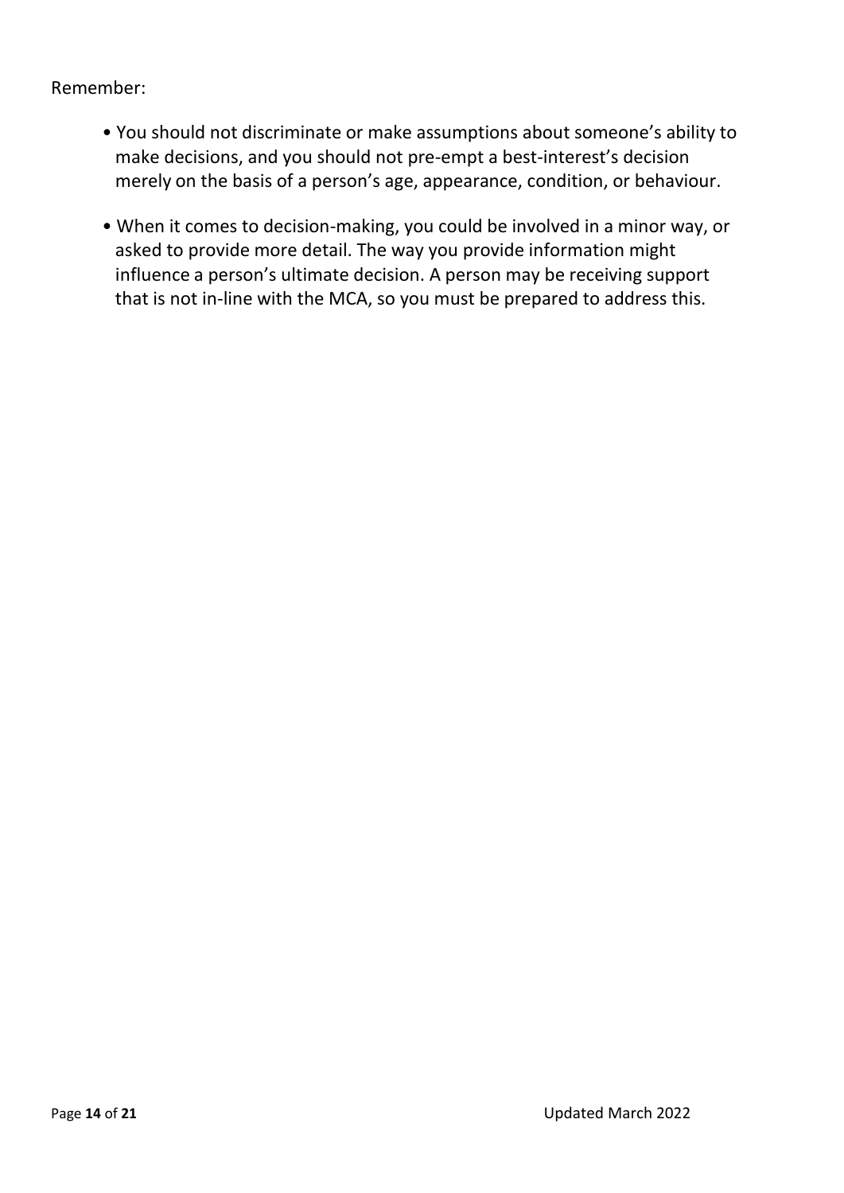Remember:

- You should not discriminate or make assumptions about someone's ability to make decisions, and you should not pre-empt a best-interest's decision merely on the basis of a person's age, appearance, condition, or behaviour.
- When it comes to decision-making, you could be involved in a minor way, or asked to provide more detail. The way you provide information might influence a person's ultimate decision. A person may be receiving support that is not in-line with the MCA, so you must be prepared to address this.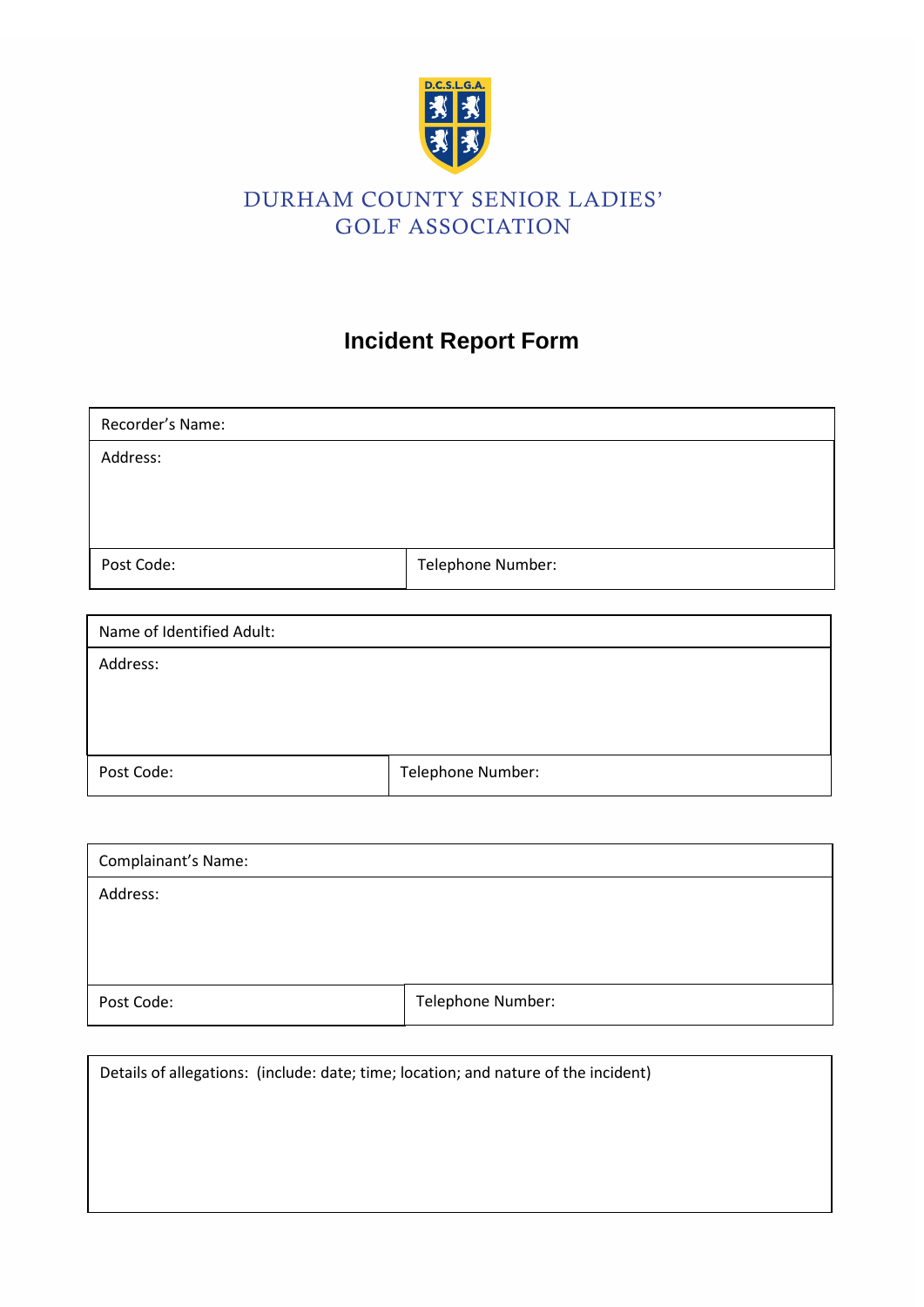DURHAM COUNTY SENIOR LADIES' GOLF ASSOCIATION

# Incident Report Form

| Recorder's Name: | |
|---|---|
| Address: | |
| Post Code: | Telephone Number: |

| Name of Identified Adult: | |
|---|---|
| Address: | |
| Post Code: | Telephone Number: |

| Complainant's Name: | |
|---|---|
| Address: | |
| Post Code: | Telephone Number: |

| Details of allegations: (include: date; time; location; and nature of the incident) |
|---|
| |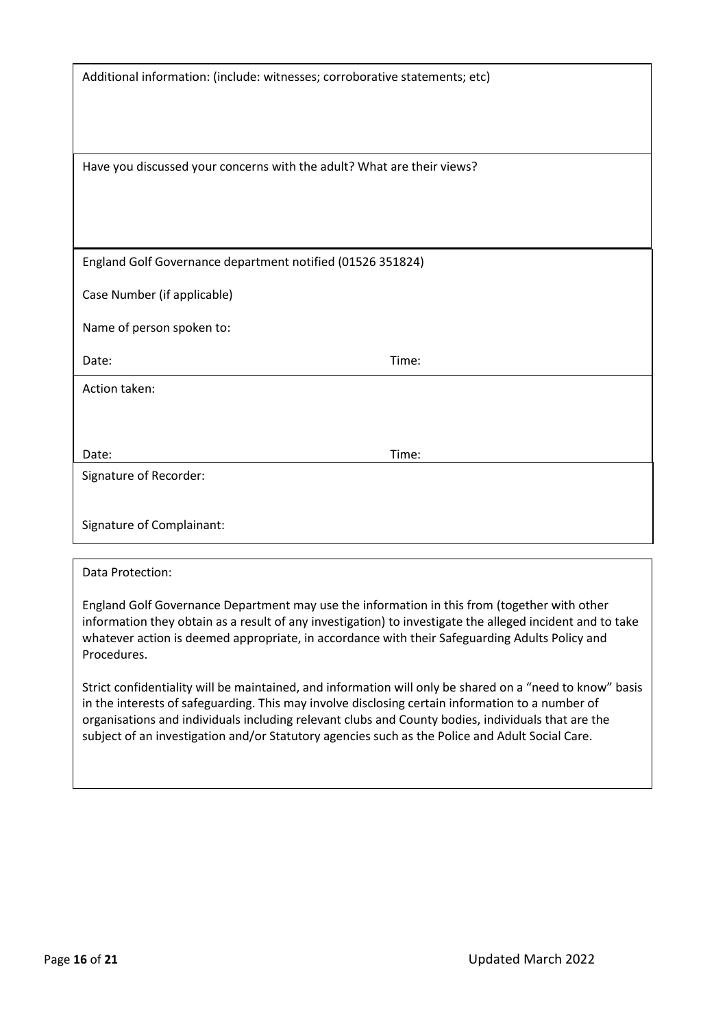Additional information: (include: witnesses; corroborative statements; etc)

Have you discussed your concerns with the adult? What are their views?

England Golf Governance department notified (01526 351824)

Case Number (if applicable)

Name of person spoken to:

Date: Time:

Action taken:

Date: Time:

Signature of Recorder:

Signature of Complainant:

Data Protection:

England Golf Governance Department may use the information in this from (together with other information they obtain as a result of any investigation) to investigate the alleged incident and to take whatever action is deemed appropriate, in accordance with their Safeguarding Adults Policy and Procedures.

Strict confidentiality will be maintained, and information will only be shared on a "need to know" basis in the interests of safeguarding. This may involve disclosing certain information to a number of organisations and individuals including relevant clubs and County bodies, individuals that are the subject of an investigation and/or Statutory agencies such as the Police and Adult Social Care.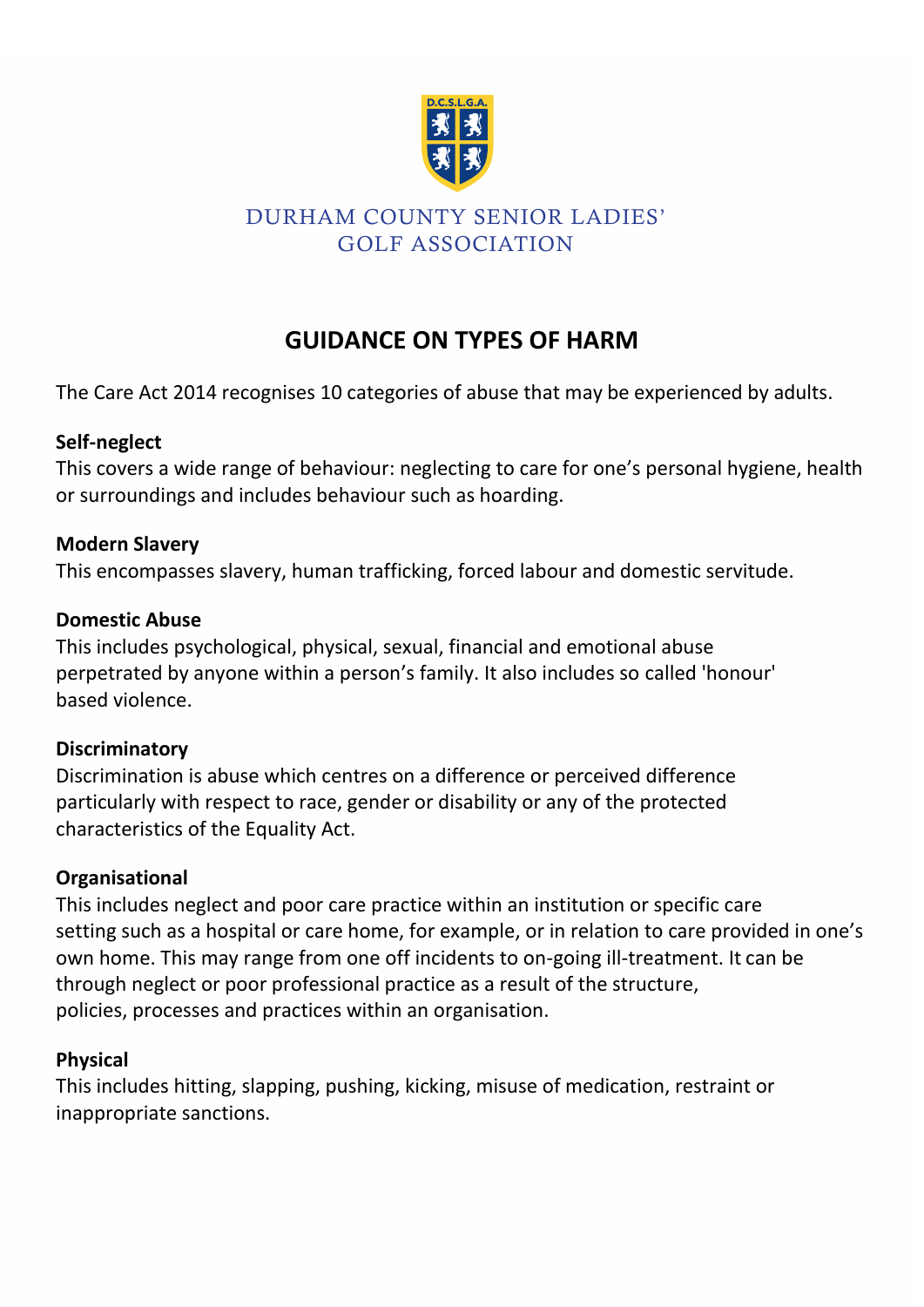DURHAM COUNTY SENIOR LADIES' GOLF ASSOCIATION

# GUIDANCE ON TYPES OF HARM

The Care Act 2014 recognises 10 categories of abuse that may be experienced by adults.

**Self-neglect**
This covers a wide range of behaviour: neglecting to care for one's personal hygiene, health or surroundings and includes behaviour such as hoarding.

**Modern Slavery**
This encompasses slavery, human trafficking, forced labour and domestic servitude.

**Domestic Abuse**
This includes psychological, physical, sexual, financial and emotional abuse perpetrated by anyone within a person's family. It also includes so called 'honour' based violence.

**Discriminatory**
Discrimination is abuse which centres on a difference or perceived difference particularly with respect to race, gender or disability or any of the protected characteristics of the Equality Act.

**Organisational**
This includes neglect and poor care practice within an institution or specific care setting such as a hospital or care home, for example, or in relation to care provided in one's own home. This may range from one off incidents to on-going ill-treatment. It can be through neglect or poor professional practice as a result of the structure, policies, processes and practices within an organisation.

**Physical**
This includes hitting, slapping, pushing, kicking, misuse of medication, restraint or inappropriate sanctions.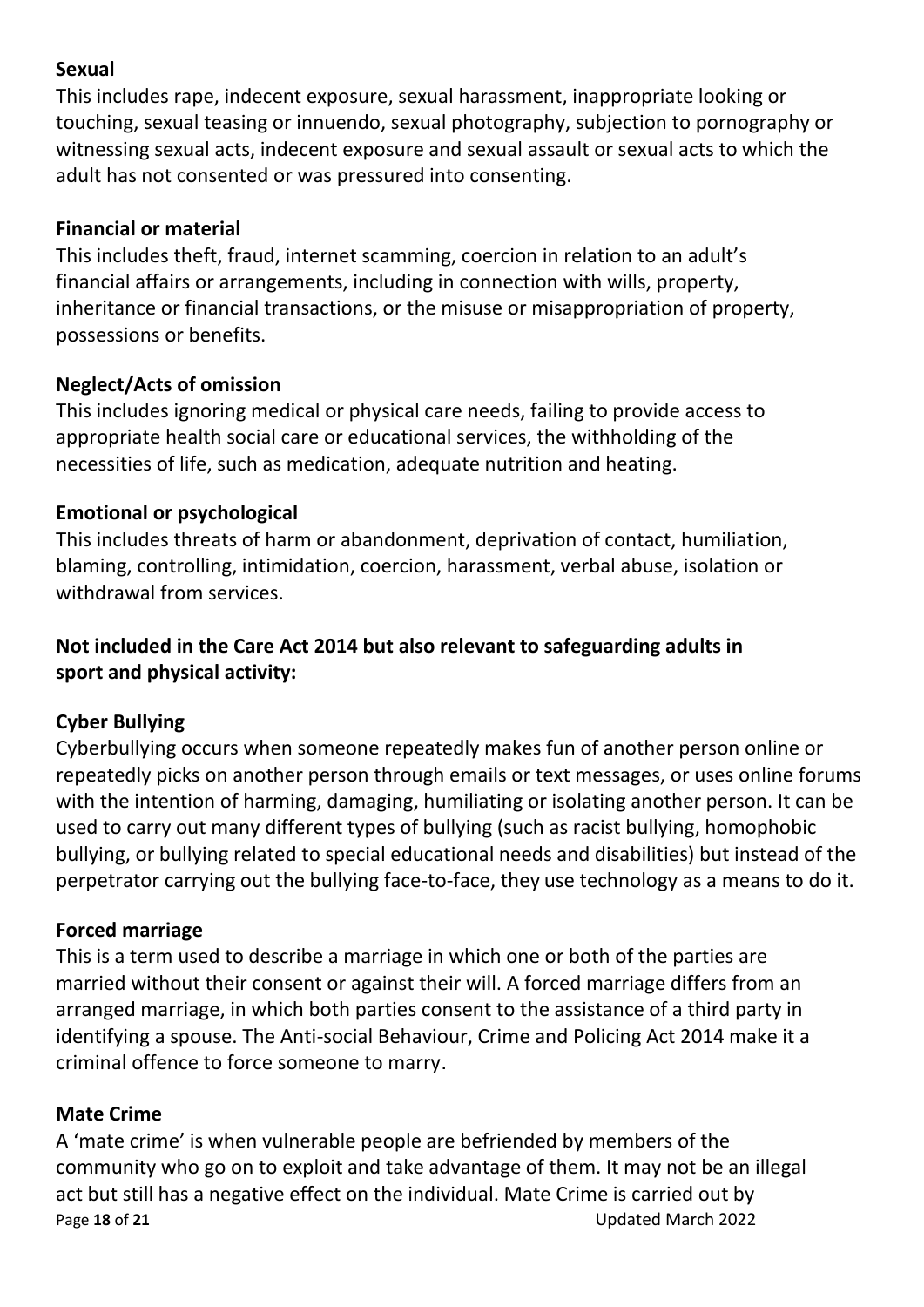**Sexual**

This includes rape, indecent exposure, sexual harassment, inappropriate looking or touching, sexual teasing or innuendo, sexual photography, subjection to pornography or witnessing sexual acts, indecent exposure and sexual assault or sexual acts to which the adult has not consented or was pressured into consenting.

**Financial or material**

This includes theft, fraud, internet scamming, coercion in relation to an adult's financial affairs or arrangements, including in connection with wills, property, inheritance or financial transactions, or the misuse or misappropriation of property, possessions or benefits.

**Neglect/Acts of omission**

This includes ignoring medical or physical care needs, failing to provide access to appropriate health social care or educational services, the withholding of the necessities of life, such as medication, adequate nutrition and heating.

**Emotional or psychological**

This includes threats of harm or abandonment, deprivation of contact, humiliation, blaming, controlling, intimidation, coercion, harassment, verbal abuse, isolation or withdrawal from services.

**Not included in the Care Act 2014 but also relevant to safeguarding adults in sport and physical activity:**

**Cyber Bullying**

Cyberbullying occurs when someone repeatedly makes fun of another person online or repeatedly picks on another person through emails or text messages, or uses online forums with the intention of harming, damaging, humiliating or isolating another person. It can be used to carry out many different types of bullying (such as racist bullying, homophobic bullying, or bullying related to special educational needs and disabilities) but instead of the perpetrator carrying out the bullying face-to-face, they use technology as a means to do it.

**Forced marriage**

This is a term used to describe a marriage in which one or both of the parties are married without their consent or against their will. A forced marriage differs from an arranged marriage, in which both parties consent to the assistance of a third party in identifying a spouse. The Anti-social Behaviour, Crime and Policing Act 2014 make it a criminal offence to force someone to marry.

**Mate Crime**

A 'mate crime' is when vulnerable people are befriended by members of the community who go on to exploit and take advantage of them. It may not be an illegal act but still has a negative effect on the individual. Mate Crime is carried out by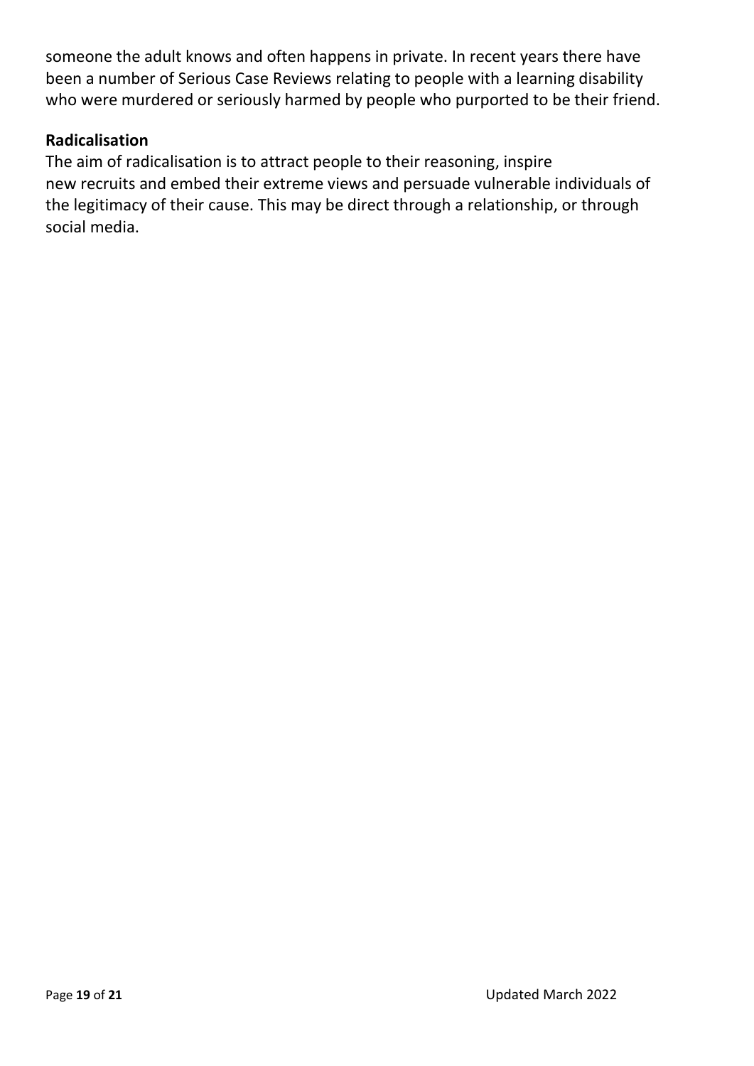someone the adult knows and often happens in private. In recent years there have been a number of Serious Case Reviews relating to people with a learning disability who were murdered or seriously harmed by people who purported to be their friend.

**Radicalisation**

The aim of radicalisation is to attract people to their reasoning, inspire new recruits and embed their extreme views and persuade vulnerable individuals of the legitimacy of their cause. This may be direct through a relationship, or through social media.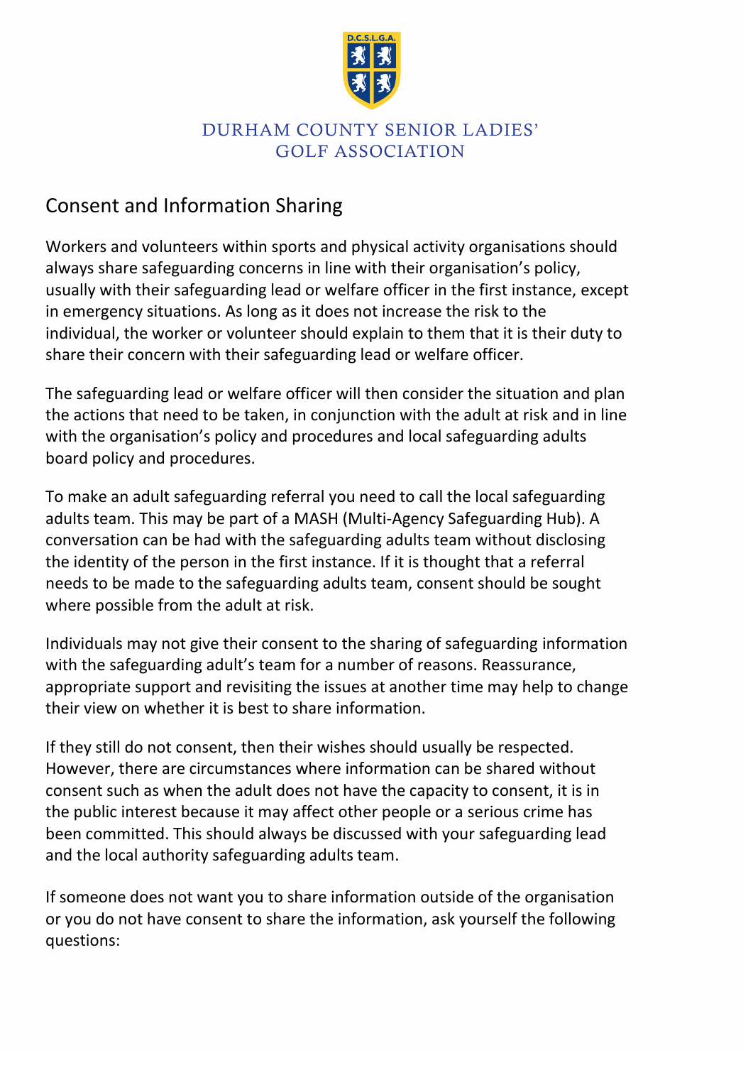DURHAM COUNTY SENIOR LADIES' GOLF ASSOCIATION

## Consent and Information Sharing

Workers and volunteers within sports and physical activity organisations should always share safeguarding concerns in line with their organisation's policy, usually with their safeguarding lead or welfare officer in the first instance, except in emergency situations. As long as it does not increase the risk to the individual, the worker or volunteer should explain to them that it is their duty to share their concern with their safeguarding lead or welfare officer.

The safeguarding lead or welfare officer will then consider the situation and plan the actions that need to be taken, in conjunction with the adult at risk and in line with the organisation's policy and procedures and local safeguarding adults board policy and procedures.

To make an adult safeguarding referral you need to call the local safeguarding adults team. This may be part of a MASH (Multi-Agency Safeguarding Hub). A conversation can be had with the safeguarding adults team without disclosing the identity of the person in the first instance. If it is thought that a referral needs to be made to the safeguarding adults team, consent should be sought where possible from the adult at risk.

Individuals may not give their consent to the sharing of safeguarding information with the safeguarding adult's team for a number of reasons. Reassurance, appropriate support and revisiting the issues at another time may help to change their view on whether it is best to share information.

If they still do not consent, then their wishes should usually be respected. However, there are circumstances where information can be shared without consent such as when the adult does not have the capacity to consent, it is in the public interest because it may affect other people or a serious crime has been committed. This should always be discussed with your safeguarding lead and the local authority safeguarding adults team.

If someone does not want you to share information outside of the organisation or you do not have consent to share the information, ask yourself the following questions: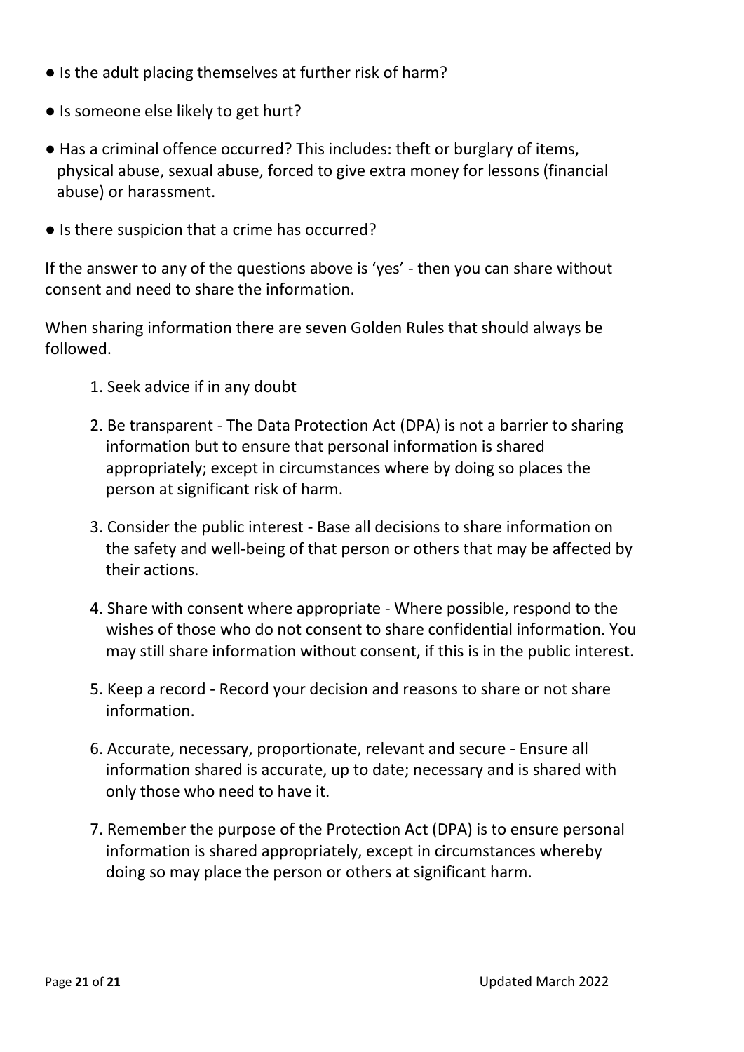- Is the adult placing themselves at further risk of harm?
- Is someone else likely to get hurt?
- Has a criminal offence occurred? This includes: theft or burglary of items, physical abuse, sexual abuse, forced to give extra money for lessons (financial abuse) or harassment.
- Is there suspicion that a crime has occurred?

If the answer to any of the questions above is 'yes' - then you can share without consent and need to share the information.

When sharing information there are seven Golden Rules that should always be followed.

1. Seek advice if in any doubt
2. Be transparent - The Data Protection Act (DPA) is not a barrier to sharing information but to ensure that personal information is shared appropriately; except in circumstances where by doing so places the person at significant risk of harm.
3. Consider the public interest - Base all decisions to share information on the safety and well-being of that person or others that may be affected by their actions.
4. Share with consent where appropriate - Where possible, respond to the wishes of those who do not consent to share confidential information. You may still share information without consent, if this is in the public interest.
5. Keep a record - Record your decision and reasons to share or not share information.
6. Accurate, necessary, proportionate, relevant and secure - Ensure all information shared is accurate, up to date; necessary and is shared with only those who need to have it.
7. Remember the purpose of the Protection Act (DPA) is to ensure personal information is shared appropriately, except in circumstances whereby doing so may place the person or others at significant harm.

Updated March 2022